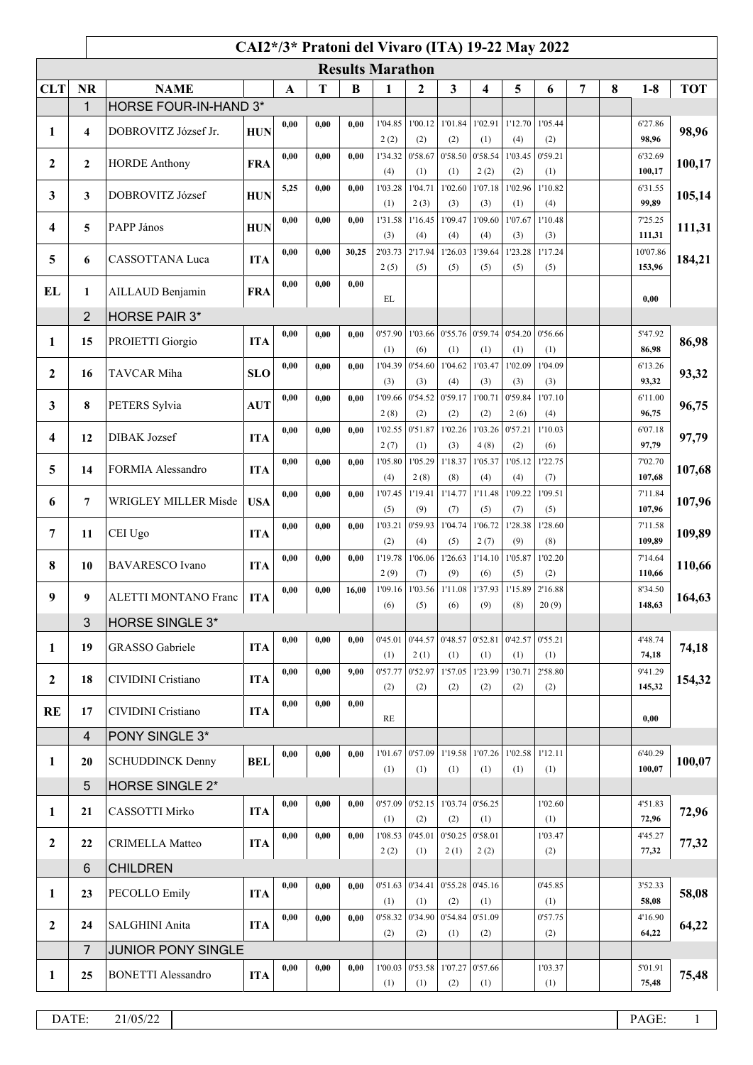# CAI2*/3* Pratoni del Vivaro (ITA) 19-22 May 2022

## Results Marathon

| CLT | NR | NAME | | A | T | B | 1 | 2 | 3 | 4 | 5 | 6 | 7 | 8 | 1-8 | TOT |
|---|---|---|---|---|---|---|---|---|---|---|---|---|---|---|---|---|
| | 1 | HORSE FOUR-IN-HAND 3* | | | | | | | | | | | | | | |
| 1 | 4 | DOBROVITZ József Jr. | HUN | 0,00 | 0,00 | 0,00 | 1'04.85 2 (2) | 1'00.12 (2) | 1'01.84 (2) | 1'02.91 (1) | 1'12.70 (4) | 1'05.44 (2) | | | 6'27.86 98,96 | 98,96 |
| 2 | 2 | HORDE Anthony | FRA | 0,00 | 0,00 | 0,00 | 1'34.32 (4) | 0'58.67 (1) | 0'58.50 (1) | 0'58.54 2 (2) | 1'03.45 (2) | 0'59.21 (1) | | | 6'32.69 100,17 | 100,17 |
| 3 | 3 | DOBROVITZ József | HUN | 5,25 | 0,00 | 0,00 | 1'03.28 (1) | 1'04.71 2 (3) | 1'02.60 (3) | 1'07.18 (3) | 1'02.96 (1) | 1'10.82 (4) | | | 6'31.55 99,89 | 105,14 |
| 4 | 5 | PAPP János | HUN | 0,00 | 0,00 | 0,00 | 1'31.58 (3) | 1'16.45 (4) | 1'09.47 (4) | 1'09.60 (4) | 1'07.67 (3) | 1'10.48 (3) | | | 7'25.25 111,31 | 111,31 |
| 5 | 6 | CASSOTTANA Luca | ITA | 0,00 | 0,00 | 30,25 | 2'03.73 2 (5) | 2'17.94 (5) | 1'26.03 (5) | 1'39.64 (5) | 1'23.28 (5) | 1'17.24 (5) | | | 10'07.86 153,96 | 184,21 |
| EL | 1 | AILLAUD Benjamin | FRA | 0,00 | 0,00 | 0,00 | EL | | | | | | | | 0,00 | |
| | 2 | HORSE PAIR 3* | | | | | | | | | | | | | | |
| 1 | 15 | PROIETTI Giorgio | ITA | 0,00 | 0,00 | 0,00 | 0'57.90 (1) | 1'03.66 (6) | 0'55.76 (1) | 0'59.74 (1) | 0'54.20 (1) | 0'56.66 (1) | | | 5'47.92 86,98 | 86,98 |
| 2 | 16 | TAVCAR Miha | SLO | 0,00 | 0,00 | 0,00 | 1'04.39 (3) | 0'54.60 (3) | 1'04.62 (4) | 1'03.47 (3) | 1'02.09 (3) | 1'04.09 (3) | | | 6'13.26 93,32 | 93,32 |
| 3 | 8 | PETERS Sylvia | AUT | 0,00 | 0,00 | 0,00 | 1'09.66 2 (8) | 0'54.52 (2) | 0'59.17 (2) | 1'00.71 (2) | 0'59.84 2 (6) | 1'07.10 (4) | | | 6'11.00 96,75 | 96,75 |
| 4 | 12 | DIBAK Jozsef | ITA | 0,00 | 0,00 | 0,00 | 1'02.55 2 (7) | 0'51.87 (1) | 1'02.26 (3) | 1'03.26 4 (8) | 0'57.21 (2) | 1'10.03 (6) | | | 6'07.18 97,79 | 97,79 |
| 5 | 14 | FORMIA Alessandro | ITA | 0,00 | 0,00 | 0,00 | 1'05.80 (4) | 1'05.29 2 (8) | 1'18.37 (8) | 1'05.37 (4) | 1'05.12 (4) | 1'22.75 (7) | | | 7'02.70 107,68 | 107,68 |
| 6 | 7 | WRIGLEY MILLER Misde | USA | 0,00 | 0,00 | 0,00 | 1'07.45 (5) | 1'19.41 (9) | 1'14.77 (7) | 1'11.48 (5) | 1'09.22 (7) | 1'09.51 (5) | | | 7'11.84 107,96 | 107,96 |
| 7 | 11 | CEI Ugo | ITA | 0,00 | 0,00 | 0,00 | 1'03.21 (2) | 0'59.93 (4) | 1'04.74 (5) | 1'06.72 2 (7) | 1'28.38 (9) | 1'28.60 (8) | | | 7'11.58 109,89 | 109,89 |
| 8 | 10 | BAVARESCO Ivano | ITA | 0,00 | 0,00 | 0,00 | 1'19.78 2 (9) | 1'06.06 (7) | 1'26.63 (9) | 1'14.10 (6) | 1'05.87 (5) | 1'02.20 (2) | | | 7'14.64 110,66 | 110,66 |
| 9 | 9 | ALETTI MONTANO Franc | ITA | 0,00 | 0,00 | 16,00 | 1'09.16 (6) | 1'03.56 (5) | 1'11.08 (6) | 1'37.93 (9) | 1'15.89 (8) | 2'16.88 20 (9) | | | 8'34.50 148,63 | 164,63 |
| | 3 | HORSE SINGLE 3* | | | | | | | | | | | | | | |
| 1 | 19 | GRASSO Gabriele | ITA | 0,00 | 0,00 | 0,00 | 0'45.01 (1) | 0'44.57 2 (1) | 0'48.57 (1) | 0'52.81 (1) | 0'42.57 (1) | 0'55.21 (1) | | | 4'48.74 74,18 | 74,18 |
| 2 | 18 | CIVIDINI Cristiano | ITA | 0,00 | 0,00 | 9,00 | 0'57.77 (2) | 0'52.97 (2) | 1'57.05 (2) | 1'23.99 (2) | 1'30.71 (2) | 2'58.80 (2) | | | 9'41.29 145,32 | 154,32 |
| RE | 17 | CIVIDINI Cristiano | ITA | 0,00 | 0,00 | 0,00 | RE | | | | | | | | 0,00 | |
| | 4 | PONY SINGLE 3* | | | | | | | | | | | | | | |
| 1 | 20 | SCHUDDINCK Denny | BEL | 0,00 | 0,00 | 0,00 | 1'01.67 (1) | 0'57.09 (1) | 1'19.58 (1) | 1'07.26 (1) | 1'02.58 (1) | 1'12.11 (1) | | | 6'40.29 100,07 | 100,07 |
| | 5 | HORSE SINGLE 2* | | | | | | | | | | | | | | |
| 1 | 21 | CASSOTTI Mirko | ITA | 0,00 | 0,00 | 0,00 | 0'57.09 (1) | 0'52.15 (2) | 1'03.74 (2) | 0'56.25 (1) | | 1'02.60 (1) | | | 4'51.83 72,96 | 72,96 |
| 2 | 22 | CRIMELLA Matteo | ITA | 0,00 | 0,00 | 0,00 | 1'08.53 2 (2) | 0'45.01 (1) | 0'50.25 2 (1) | 0'58.01 2 (2) | | 1'03.47 (2) | | | 4'45.27 77,32 | 77,32 |
| | 6 | CHILDREN | | | | | | | | | | | | | | |
| 1 | 23 | PECOLLO Emily | ITA | 0,00 | 0,00 | 0,00 | 0'51.63 (1) | 0'34.41 (1) | 0'55.28 (2) | 0'45.16 (1) | | 0'45.85 (1) | | | 3'52.33 58,08 | 58,08 |
| 2 | 24 | SALGHINI Anita | ITA | 0,00 | 0,00 | 0,00 | 0'58.32 (2) | 0'34.90 (2) | 0'54.84 (1) | 0'51.09 (2) | | 0'57.75 (2) | | | 4'16.90 64,22 | 64,22 |
| | 7 | JUNIOR PONY SINGLE | | | | | | | | | | | | | | |
| 1 | 25 | BONETTI Alessandro | ITA | 0,00 | 0,00 | 0,00 | 1'00.03 (1) | 0'53.58 (1) | 1'07.27 (2) | 0'57.66 (1) | | 1'03.37 (1) | | | 5'01.91 75,48 | 75,48 |

DATE: 21/05/22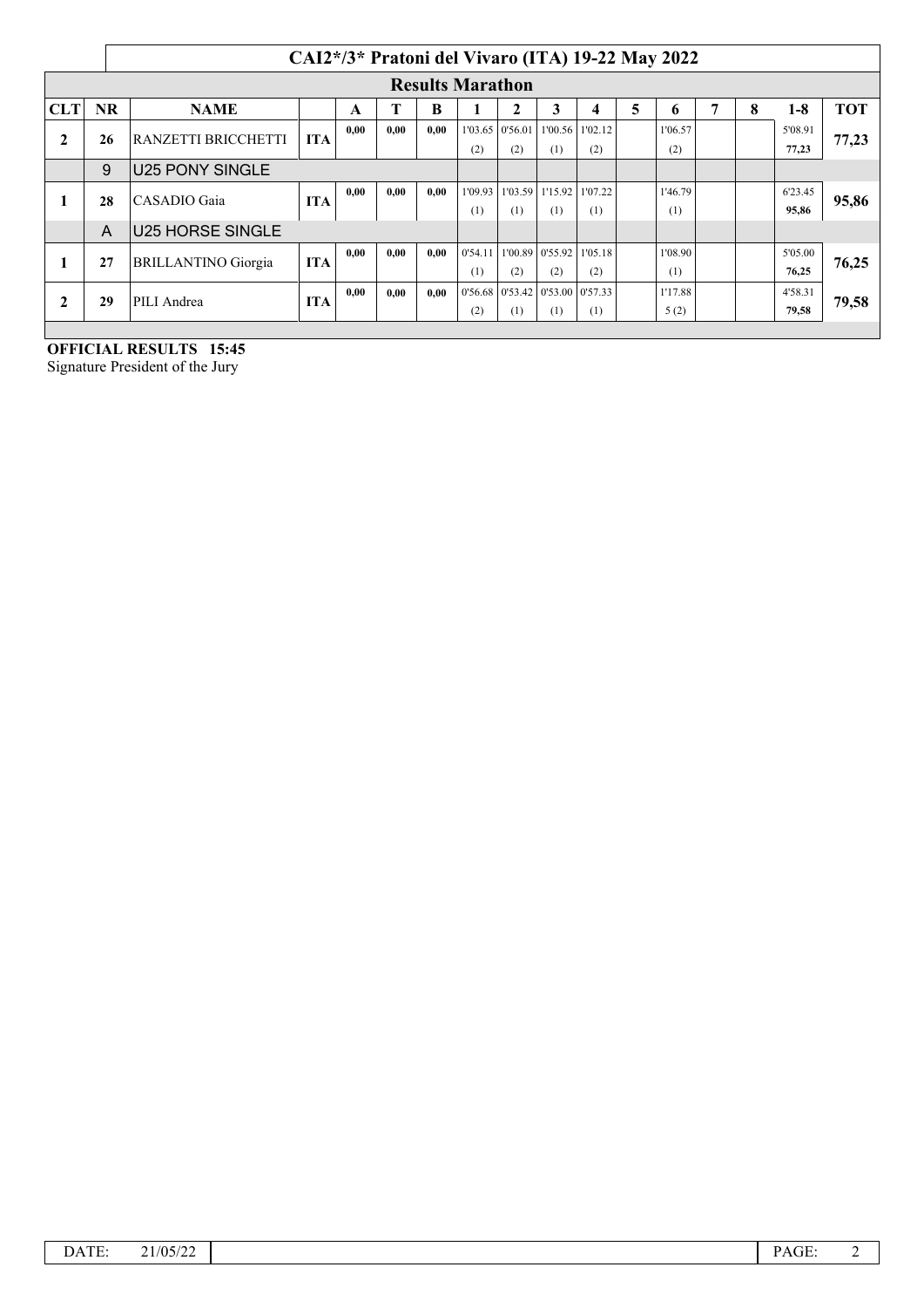# CAI2*/3* Pratoni del Vivaro (ITA) 19-22 May 2022

## Results Marathon

| CLT | NR | NAME | | A | T | B | 1 | 2 | 3 | 4 | 5 | 6 | 7 | 8 | 1-8 | TOT |
|---|---|---|---|---|---|---|---|---|---|---|---|---|---|---|---|---|
| 2 | 26 | RANZETTI BRICCHETTI | ITA | 0,00 | 0,00 | 0,00 | 1'03.65 (2) | 0'56.01 (2) | 1'00.56 (1) | 1'02.12 (2) | | 1'06.57 (2) | | | 5'08.91 **77,23** | **77,23** |
| | 9 | U25 PONY SINGLE | | | | | | | | | | | | | | |
| 1 | 28 | CASADIO Gaia | ITA | 0,00 | 0,00 | 0,00 | 1'09.93 (1) | 1'03.59 (1) | 1'15.92 (1) | 1'07.22 (1) | | 1'46.79 (1) | | | 6'23.45 **95,86** | **95,86** |
| | A | U25 HORSE SINGLE | | | | | | | | | | | | | | |
| 1 | 27 | BRILLANTINO Giorgia | ITA | 0,00 | 0,00 | 0,00 | 0'54.11 (1) | 1'00.89 (2) | 0'55.92 (2) | 1'05.18 (2) | | 1'08.90 (1) | | | 5'05.00 **76,25** | **76,25** |
| 2 | 29 | PILI Andrea | ITA | 0,00 | 0,00 | 0,00 | 0'56.68 (2) | 0'53.42 (1) | 0'53.00 (1) | 0'57.33 (1) | | 1'17.88 5 (2) | | | 4'58.31 **79,58** | **79,58** |

**OFFICIAL RESULTS 15:45**

Signature President of the Jury

DATE: 21/05/22